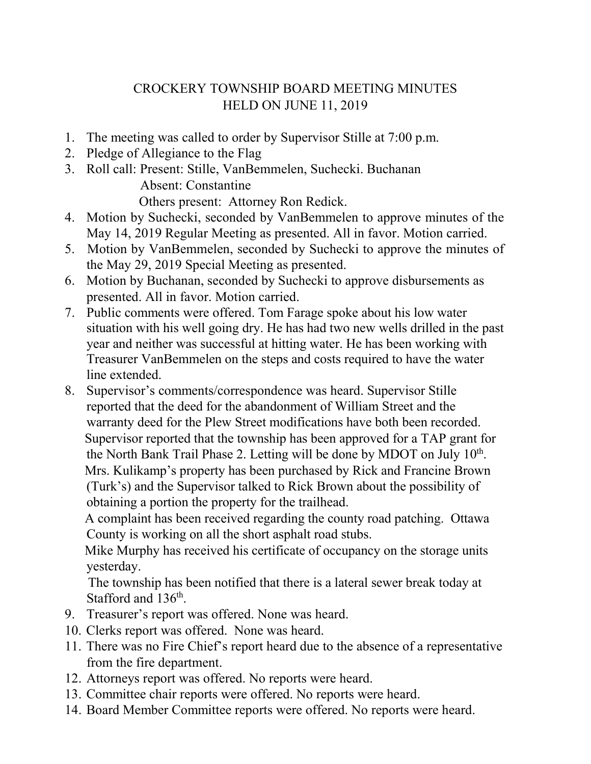# CROCKERY TOWNSHIP BOARD MEETING MINUTES
## HELD ON JUNE 11, 2019

1. The meeting was called to order by Supervisor Stille at 7:00 p.m.
2. Pledge of Allegiance to the Flag
3. Roll call: Present: Stille, VanBemmelen, Suchecki. Buchanan
   Absent: Constantine
   Others present: Attorney Ron Redick.
4. Motion by Suchecki, seconded by VanBemmelen to approve minutes of the May 14, 2019 Regular Meeting as presented. All in favor. Motion carried.
5. Motion by VanBemmelen, seconded by Suchecki to approve the minutes of the May 29, 2019 Special Meeting as presented.
6. Motion by Buchanan, seconded by Suchecki to approve disbursements as presented. All in favor. Motion carried.
7. Public comments were offered. Tom Farage spoke about his low water situation with his well going dry. He has had two new wells drilled in the past year and neither was successful at hitting water. He has been working with Treasurer VanBemmelen on the steps and costs required to have the water line extended.
8. Supervisor's comments/correspondence was heard. Supervisor Stille reported that the deed for the abandonment of William Street and the warranty deed for the Plew Street modifications have both been recorded.
   Supervisor reported that the township has been approved for a TAP grant for the North Bank Trail Phase 2. Letting will be done by MDOT on July 10th.
   Mrs. Kulikamp's property has been purchased by Rick and Francine Brown (Turk's) and the Supervisor talked to Rick Brown about the possibility of obtaining a portion the property for the trailhead.
   A complaint has been received regarding the county road patching. Ottawa County is working on all the short asphalt road stubs.
   Mike Murphy has received his certificate of occupancy on the storage units yesterday.
   The township has been notified that there is a lateral sewer break today at Stafford and 136th.
9. Treasurer's report was offered. None was heard.
10. Clerks report was offered. None was heard.
11. There was no Fire Chief's report heard due to the absence of a representative from the fire department.
12. Attorneys report was offered. No reports were heard.
13. Committee chair reports were offered. No reports were heard.
14. Board Member Committee reports were offered. No reports were heard.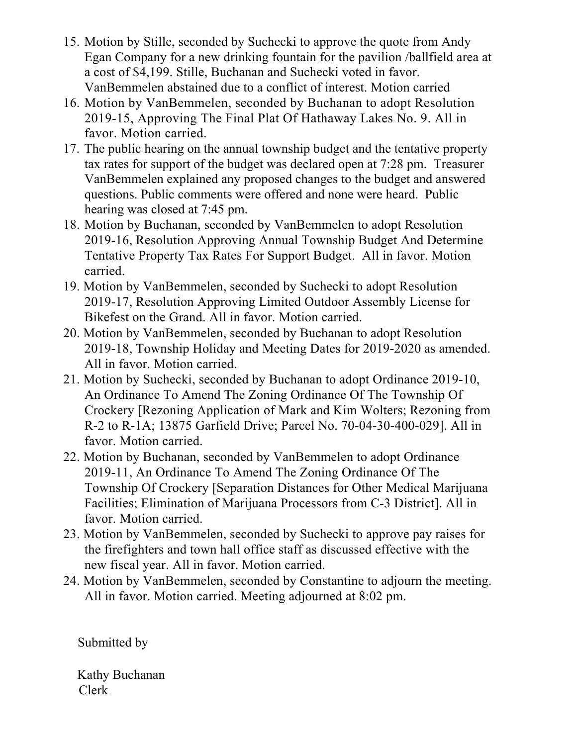15. Motion by Stille, seconded by Suchecki to approve the quote from Andy Egan Company for a new drinking fountain for the pavilion /ballfield area at a cost of $4,199. Stille, Buchanan and Suchecki voted in favor. VanBemmelen abstained due to a conflict of interest. Motion carried
16. Motion by VanBemmelen, seconded by Buchanan to adopt Resolution 2019-15, Approving The Final Plat Of Hathaway Lakes No. 9. All in favor. Motion carried.
17. The public hearing on the annual township budget and the tentative property tax rates for support of the budget was declared open at 7:28 pm. Treasurer VanBemmelen explained any proposed changes to the budget and answered questions. Public comments were offered and none were heard. Public hearing was closed at 7:45 pm.
18. Motion by Buchanan, seconded by VanBemmelen to adopt Resolution 2019-16, Resolution Approving Annual Township Budget And Determine Tentative Property Tax Rates For Support Budget. All in favor. Motion carried.
19. Motion by VanBemmelen, seconded by Suchecki to adopt Resolution 2019-17, Resolution Approving Limited Outdoor Assembly License for Bikefest on the Grand. All in favor. Motion carried.
20. Motion by VanBemmelen, seconded by Buchanan to adopt Resolution 2019-18, Township Holiday and Meeting Dates for 2019-2020 as amended. All in favor. Motion carried.
21. Motion by Suchecki, seconded by Buchanan to adopt Ordinance 2019-10, An Ordinance To Amend The Zoning Ordinance Of The Township Of Crockery [Rezoning Application of Mark and Kim Wolters; Rezoning from R-2 to R-1A; 13875 Garfield Drive; Parcel No. 70-04-30-400-029]. All in favor. Motion carried.
22. Motion by Buchanan, seconded by VanBemmelen to adopt Ordinance 2019-11, An Ordinance To Amend The Zoning Ordinance Of The Township Of Crockery [Separation Distances for Other Medical Marijuana Facilities; Elimination of Marijuana Processors from C-3 District]. All in favor. Motion carried.
23. Motion by VanBemmelen, seconded by Suchecki to approve pay raises for the firefighters and town hall office staff as discussed effective with the new fiscal year. All in favor. Motion carried.
24. Motion by VanBemmelen, seconded by Constantine to adjourn the meeting. All in favor. Motion carried. Meeting adjourned at 8:02 pm.

Submitted by

Kathy Buchanan
Clerk